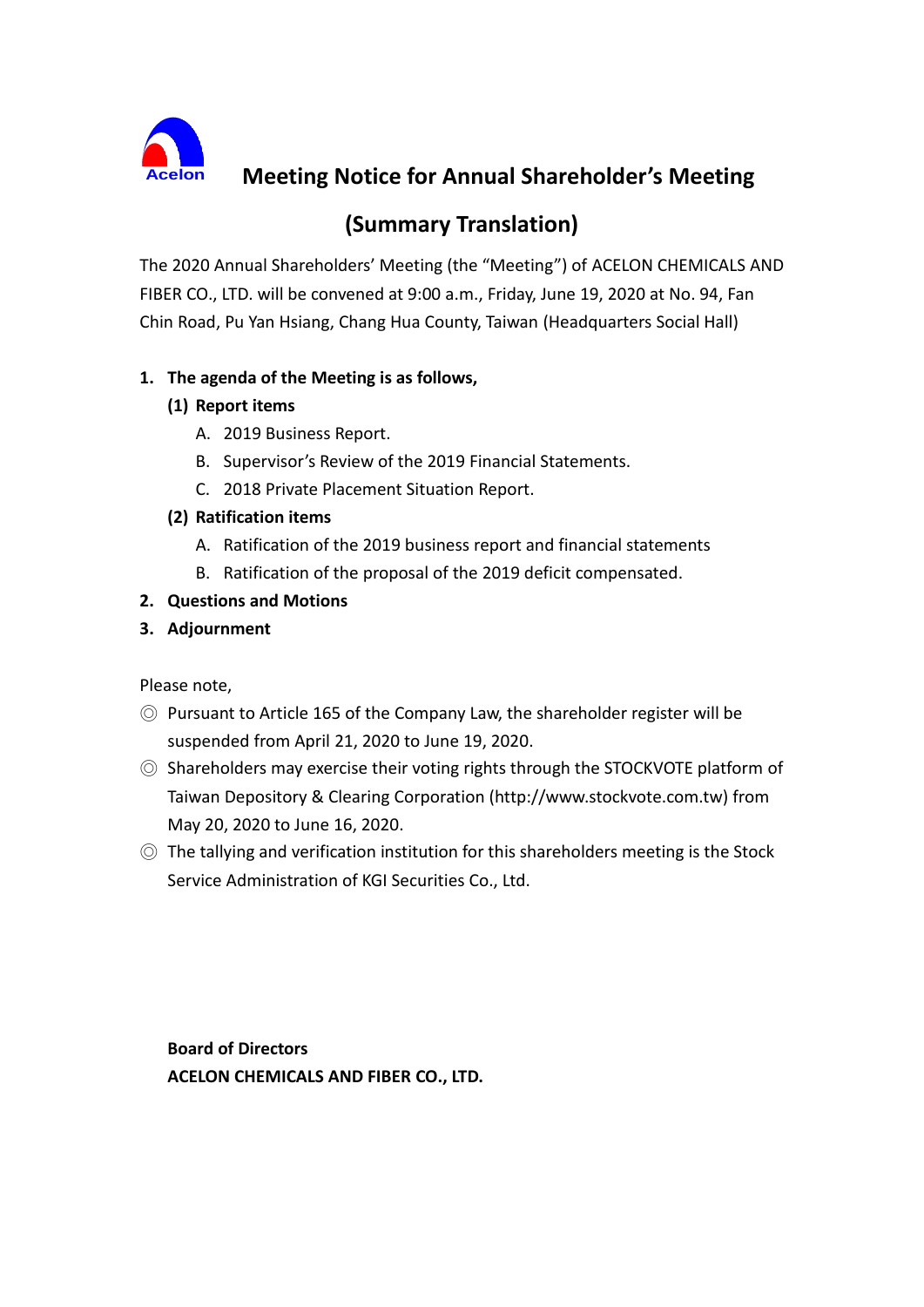# Meeting Notice for Annual Shareholder's Meeting

## (Summary Translation)

The 2020 Annual Shareholders' Meeting (the "Meeting") of ACELON CHEMICALS AND FIBER CO., LTD. will be convened at 9:00 a.m., Friday, June 19, 2020 at No. 94, Fan Chin Road, Pu Yan Hsiang, Chang Hua County, Taiwan (Headquarters Social Hall)

1. **The agenda of the Meeting is as follows,**
   - **(1) Report items**
     - A. 2019 Business Report.
     - B. Supervisor's Review of the 2019 Financial Statements.
     - C. 2018 Private Placement Situation Report.
   - **(2) Ratification items**
     - A. Ratification of the 2019 business report and financial statements
     - B. Ratification of the proposal of the 2019 deficit compensated.
2. **Questions and Motions**
3. **Adjournment**

Please note,

◎ Pursuant to Article 165 of the Company Law, the shareholder register will be suspended from April 21, 2020 to June 19, 2020.

◎ Shareholders may exercise their voting rights through the STOCKVOTE platform of Taiwan Depository & Clearing Corporation (http://www.stockvote.com.tw) from May 20, 2020 to June 16, 2020.

◎ The tallying and verification institution for this shareholders meeting is the Stock Service Administration of KGI Securities Co., Ltd.

**Board of Directors**
**ACELON CHEMICALS AND FIBER CO., LTD.**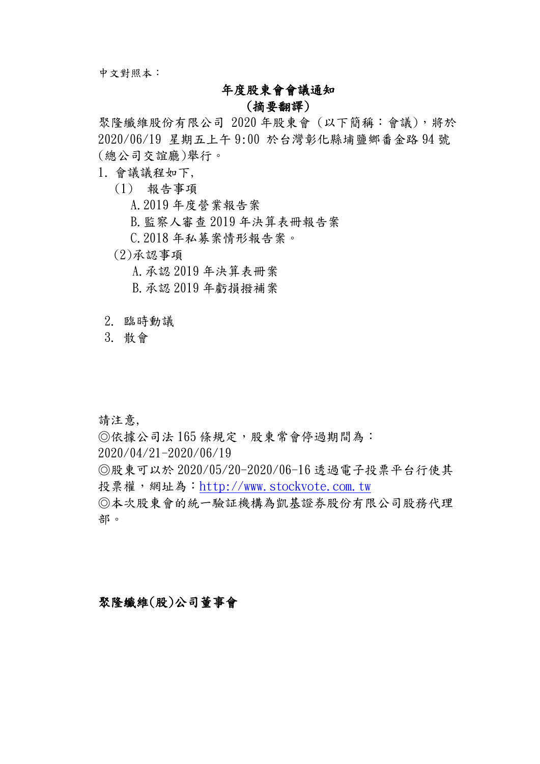中文對照本：

# 年度股東會會議通知
## （摘要翻譯）

聚隆纖維股份有限公司 2020 年股東會（以下簡稱：會議），將於 2020/06/19 星期五上午 9:00 於台灣彰化縣埔鹽鄉番金路 94 號(總公司交誼廳)舉行。

1. 會議議程如下,
   (1) 報告事項
      A. 2019 年度營業報告案
      B. 監察人審查 2019 年決算表冊報告案
      C. 2018 年私募案情形報告案。
   (2)承認事項
      A. 承認 2019 年決算表冊案
      B. 承認 2019 年虧損撥補案

2. 臨時動議
3. 散會

請注意,

◎依據公司法 165 條規定，股東常會停過期間為：2020/04/21-2020/06/19

◎股東可以於 2020/05/20-2020/06-16 透過電子投票平台行使其投票權，網址為：http://www.stockvote.com.tw

◎本次股東會的統一驗証機構為凱基證券股份有限公司股務代理部。

**聚隆纖維(股)公司董事會**